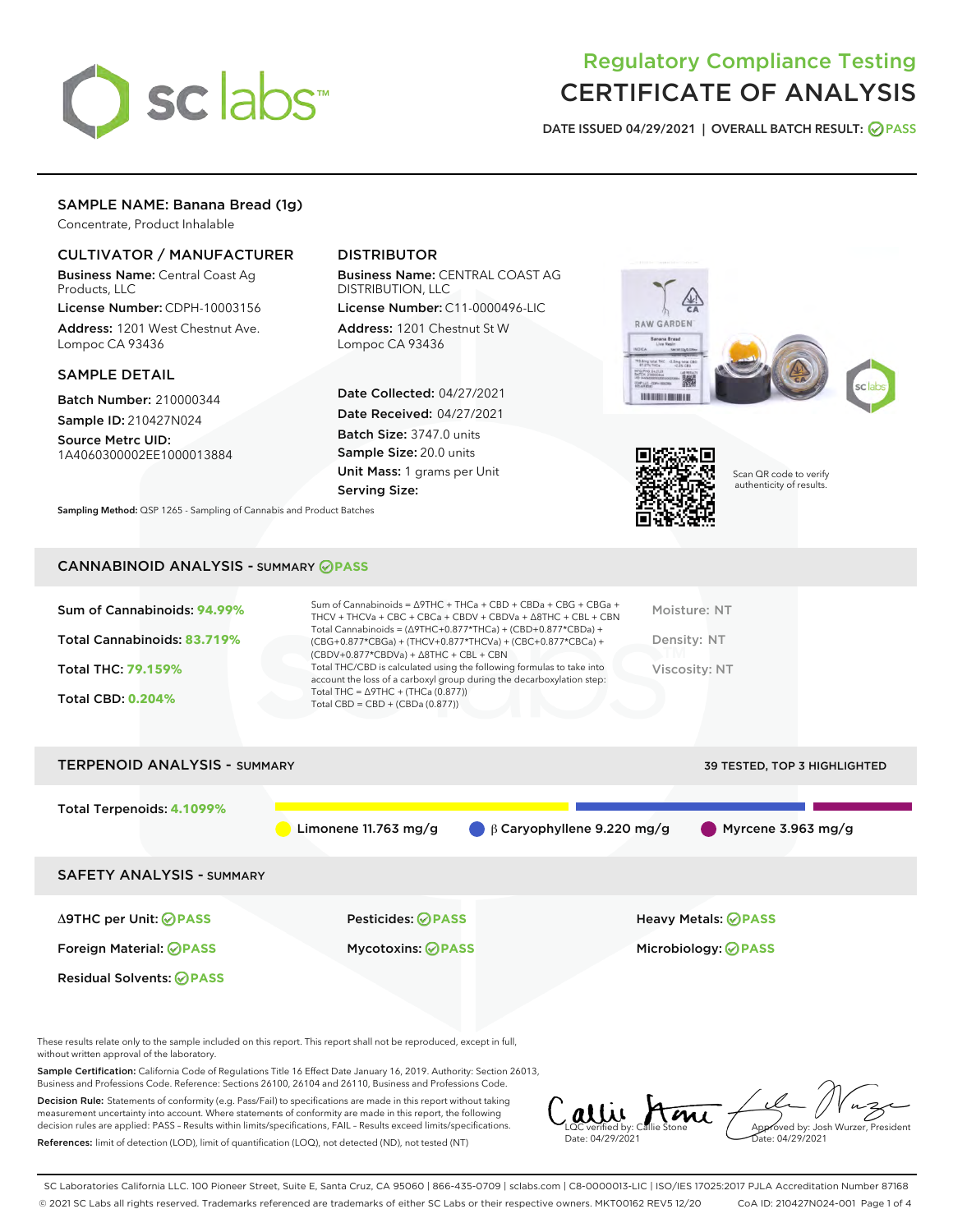# Regulatory Compliance Testing
# CERTIFICATE OF ANALYSIS

DATE ISSUED 04/29/2021 | OVERALL BATCH RESULT: PASS

## SAMPLE NAME: Banana Bread (1g)

Concentrate, Product Inhalable

### CULTIVATOR / MANUFACTURER

**Business Name:** Central Coast Ag Products, LLC

**License Number:** CDPH-10003156

**Address:** 1201 West Chestnut Ave. Lompoc CA 93436

### DISTRIBUTOR

**Business Name:** CENTRAL COAST AG DISTRIBUTION, LLC

**License Number:** C11-0000496-LIC

**Address:** 1201 Chestnut St W Lompoc CA 93436

### SAMPLE DETAIL

**Batch Number:** 210000344

**Sample ID:** 210427N024

**Source Metrc UID:** 1A4060300002EE1000013884

**Date Collected:** 04/27/2021

**Date Received:** 04/27/2021

**Batch Size:** 3747.0 units

**Sample Size:** 20.0 units

**Unit Mass:** 1 grams per Unit

**Serving Size:**

Scan QR code to verify authenticity of results.

**Sampling Method:** QSP 1265 - Sampling of Cannabis and Product Batches

## CANNABINOID ANALYSIS - SUMMARY PASS

**Sum of Cannabinoids:** 94.99%

**Total Cannabinoids:** 83.719%

**Total THC:** 79.159%

**Total CBD:** 0.204%

Sum of Cannabinoids = Δ9THC + THCa + CBD + CBDa + CBG + CBGa + THCV + THCVa + CBC + CBCa + CBDV + CBDVa + Δ8THC + CBL + CBN

Total Cannabinoids = (Δ9THC+0.877*THCa) + (CBD+0.877*CBDa) + (CBG+0.877*CBGa) + (THCV+0.877*THCVa) + (CBC+0.877*CBCa) + (CBDV+0.877*CBDVa) + Δ8THC + CBL + CBN

Total THC/CBD is calculated using the following formulas to take into account the loss of a carboxyl group during the decarboxylation step:

Total THC = Δ9THC + (THCa (0.877))

Total CBD = CBD + (CBDa (0.877))

Moisture: NT

Density: NT

Viscosity: NT

## TERPENOID ANALYSIS - SUMMARY

39 TESTED, TOP 3 HIGHLIGHTED

**Total Terpenoids:** 4.1099%

Limonene 11.763 mg/g | β Caryophyllene 9.220 mg/g | Myrcene 3.963 mg/g

## SAFETY ANALYSIS - SUMMARY

| | | |
|---|---|---|
| Δ9THC per Unit: PASS | Pesticides: PASS | Heavy Metals: PASS |
| Foreign Material: PASS | Mycotoxins: PASS | Microbiology: PASS |
| Residual Solvents: PASS | | |

These results relate only to the sample included on this report. This report shall not be reproduced, except in full, without written approval of the laboratory.

**Sample Certification:** California Code of Regulations Title 16 Effect Date January 16, 2019. Authority: Section 26013, Business and Professions Code. Reference: Sections 26100, 26104 and 26110, Business and Professions Code.

**Decision Rule:** Statements of conformity (e.g. Pass/Fail) to specifications are made in this report without taking measurement uncertainty into account. Where statements of conformity are made in this report, the following decision rules are applied: PASS - Results within limits/specifications, FAIL - Results exceed limits/specifications.

**References:** limit of detection (LOD), limit of quantification (LOQ), not detected (ND), not tested (NT)

LQC verified by: Callie Stone
Date: 04/29/2021

Approved by: Josh Wurzer, President
Date: 04/29/2021

SC Laboratories California LLC. 100 Pioneer Street, Suite E, Santa Cruz, CA 95060 | 866-435-0709 | sclabs.com | C8-0000013-LIC | ISO/IES 17025:2017 PJLA Accreditation Number 87168
© 2021 SC Labs all rights reserved. Trademarks referenced are trademarks of either SC Labs or their respective owners. MKT00162 REV5 12/20 CoA ID: 210427N024-001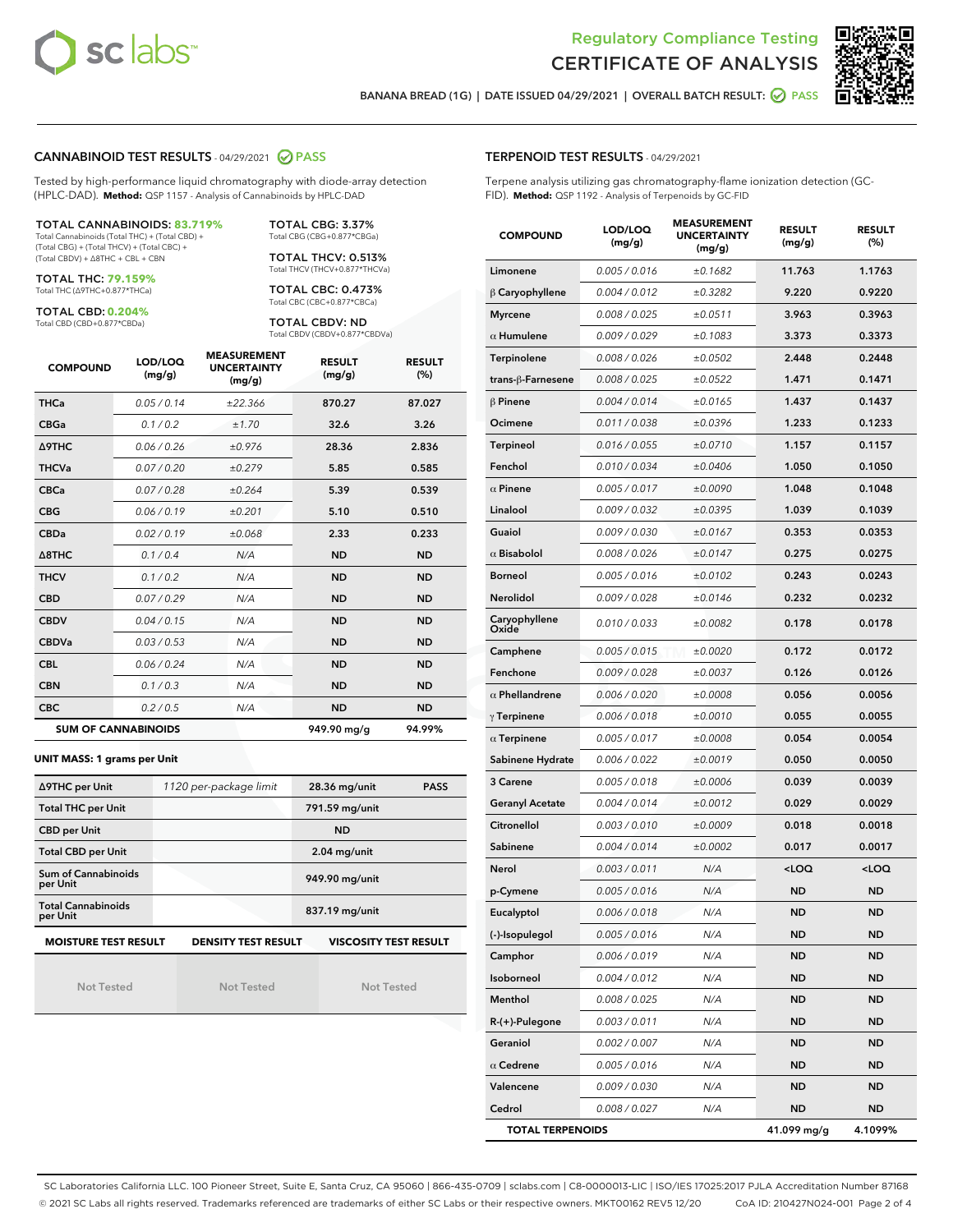# Regulatory Compliance Testing
# CERTIFICATE OF ANALYSIS

BANANA BREAD (1G) | DATE ISSUED 04/29/2021 | OVERALL BATCH RESULT: PASS

## CANNABINOID TEST RESULTS - 04/29/2021 PASS

Tested by high-performance liquid chromatography with diode-array detection (HPLC-DAD). **Method:** QSP 1157 - Analysis of Cannabinoids by HPLC-DAD

**TOTAL CANNABINOIDS: 83.719%**
Total Cannabinoids (Total THC) + (Total CBD) + (Total CBG) + (Total THCV) + (Total CBC) + (Total CBDV) + Δ8THC + CBL + CBN

**TOTAL THC: 79.159%**
Total THC (Δ9THC+0.877*THCa)

**TOTAL CBD: 0.204%**
Total CBD (CBD+0.877*CBDa)

**TOTAL CBG: 3.37%**
Total CBG (CBG+0.877*CBGa)

**TOTAL THCV: 0.513%**
Total THCV (THCV+0.877*THCVa)

**TOTAL CBC: 0.473%**
Total CBC (CBC+0.877*CBCa)

**TOTAL CBDV: ND**
Total CBDV (CBDV+0.877*CBDVa)

| COMPOUND | LOD/LOQ (mg/g) | MEASUREMENT UNCERTAINTY (mg/g) | RESULT (mg/g) | RESULT (%) |
|---|---|---|---|---|
| THCa | 0.05 / 0.14 | ±22.366 | 870.27 | 87.027 |
| CBGa | 0.1 / 0.2 | ±1.70 | 32.6 | 3.26 |
| Δ9THC | 0.06 / 0.26 | ±0.976 | 28.36 | 2.836 |
| THCVa | 0.07 / 0.20 | ±0.279 | 5.85 | 0.585 |
| CBCa | 0.07 / 0.28 | ±0.264 | 5.39 | 0.539 |
| CBG | 0.06 / 0.19 | ±0.201 | 5.10 | 0.510 |
| CBDa | 0.02 / 0.19 | ±0.068 | 2.33 | 0.233 |
| Δ8THC | 0.1 / 0.4 | N/A | ND | ND |
| THCV | 0.1 / 0.2 | N/A | ND | ND |
| CBD | 0.07 / 0.29 | N/A | ND | ND |
| CBDV | 0.04 / 0.15 | N/A | ND | ND |
| CBDVa | 0.03 / 0.53 | N/A | ND | ND |
| CBL | 0.06 / 0.24 | N/A | ND | ND |
| CBN | 0.1 / 0.3 | N/A | ND | ND |
| CBC | 0.2 / 0.5 | N/A | ND | ND |
| **SUM OF CANNABINOIDS** | | | 949.90 mg/g | 94.99% |

**UNIT MASS: 1 grams per Unit**

| | | | |
|---|---|---|---|
| Δ9THC per Unit | 1120 per-package limit | 28.36 mg/unit | PASS |
| Total THC per Unit | | 791.59 mg/unit | |
| CBD per Unit | | ND | |
| Total CBD per Unit | | 2.04 mg/unit | |
| Sum of Cannabinoids per Unit | | 949.90 mg/unit | |
| Total Cannabinoids per Unit | | 837.19 mg/unit | |

| MOISTURE TEST RESULT | DENSITY TEST RESULT | VISCOSITY TEST RESULT |
|---|---|---|
| Not Tested | Not Tested | Not Tested |

## TERPENOID TEST RESULTS - 04/29/2021

Terpene analysis utilizing gas chromatography-flame ionization detection (GC-FID). **Method:** QSP 1192 - Analysis of Terpenoids by GC-FID

| COMPOUND | LOD/LOQ (mg/g) | MEASUREMENT UNCERTAINTY (mg/g) | RESULT (mg/g) | RESULT (%) |
|---|---|---|---|---|
| Limonene | 0.005 / 0.016 | ±0.1682 | 11.763 | 1.1763 |
| β Caryophyllene | 0.004 / 0.012 | ±0.3282 | 9.220 | 0.9220 |
| Myrcene | 0.008 / 0.025 | ±0.0511 | 3.963 | 0.3963 |
| α Humulene | 0.009 / 0.029 | ±0.1083 | 3.373 | 0.3373 |
| Terpinolene | 0.008 / 0.026 | ±0.0502 | 2.448 | 0.2448 |
| trans-β-Farnesene | 0.008 / 0.025 | ±0.0522 | 1.471 | 0.1471 |
| β Pinene | 0.004 / 0.014 | ±0.0165 | 1.437 | 0.1437 |
| Ocimene | 0.011 / 0.038 | ±0.0396 | 1.233 | 0.1233 |
| Terpineol | 0.016 / 0.055 | ±0.0710 | 1.157 | 0.1157 |
| Fenchol | 0.010 / 0.034 | ±0.0406 | 1.050 | 0.1050 |
| α Pinene | 0.005 / 0.017 | ±0.0090 | 1.048 | 0.1048 |
| Linalool | 0.009 / 0.032 | ±0.0395 | 1.039 | 0.1039 |
| Guaiol | 0.009 / 0.030 | ±0.0167 | 0.353 | 0.0353 |
| α Bisabolol | 0.008 / 0.026 | ±0.0147 | 0.275 | 0.0275 |
| Borneol | 0.005 / 0.016 | ±0.0102 | 0.243 | 0.0243 |
| Nerolidol | 0.009 / 0.028 | ±0.0146 | 0.232 | 0.0232 |
| Caryophyllene Oxide | 0.010 / 0.033 | ±0.0082 | 0.178 | 0.0178 |
| Camphene | 0.005 / 0.015 | ±0.0020 | 0.172 | 0.0172 |
| Fenchone | 0.009 / 0.028 | ±0.0037 | 0.126 | 0.0126 |
| α Phellandrene | 0.006 / 0.020 | ±0.0008 | 0.056 | 0.0056 |
| γ Terpinene | 0.006 / 0.018 | ±0.0010 | 0.055 | 0.0055 |
| α Terpinene | 0.005 / 0.017 | ±0.0008 | 0.054 | 0.0054 |
| Sabinene Hydrate | 0.006 / 0.022 | ±0.0019 | 0.050 | 0.0050 |
| 3 Carene | 0.005 / 0.018 | ±0.0006 | 0.039 | 0.0039 |
| Geranyl Acetate | 0.004 / 0.014 | ±0.0012 | 0.029 | 0.0029 |
| Citronellol | 0.003 / 0.010 | ±0.0009 | 0.018 | 0.0018 |
| Sabinene | 0.004 / 0.014 | ±0.0002 | 0.017 | 0.0017 |
| Nerol | 0.003 / 0.011 | N/A | <LOQ | <LOQ |
| p-Cymene | 0.005 / 0.016 | N/A | ND | ND |
| Eucalyptol | 0.006 / 0.018 | N/A | ND | ND |
| (-)-Isopulegol | 0.005 / 0.016 | N/A | ND | ND |
| Camphor | 0.006 / 0.019 | N/A | ND | ND |
| Isoborneol | 0.004 / 0.012 | N/A | ND | ND |
| Menthol | 0.008 / 0.025 | N/A | ND | ND |
| R-(+)-Pulegone | 0.003 / 0.011 | N/A | ND | ND |
| Geraniol | 0.002 / 0.007 | N/A | ND | ND |
| α Cedrene | 0.005 / 0.016 | N/A | ND | ND |
| Valencene | 0.009 / 0.030 | N/A | ND | ND |
| Cedrol | 0.008 / 0.027 | N/A | ND | ND |
| **TOTAL TERPENOIDS** | | | 41.099 mg/g | 4.1099% |

SC Laboratories California LLC. 100 Pioneer Street, Suite E, Santa Cruz, CA 95060 | 866-435-0709 | sclabs.com | C8-0000013-LIC | ISO/IES 17025:2017 PJLA Accreditation Number 87168
© 2021 SC Labs all rights reserved. Trademarks referenced are trademarks of either SC Labs or their respective owners. MKT00162 REV5 12/20 CoA ID: 210427N024-001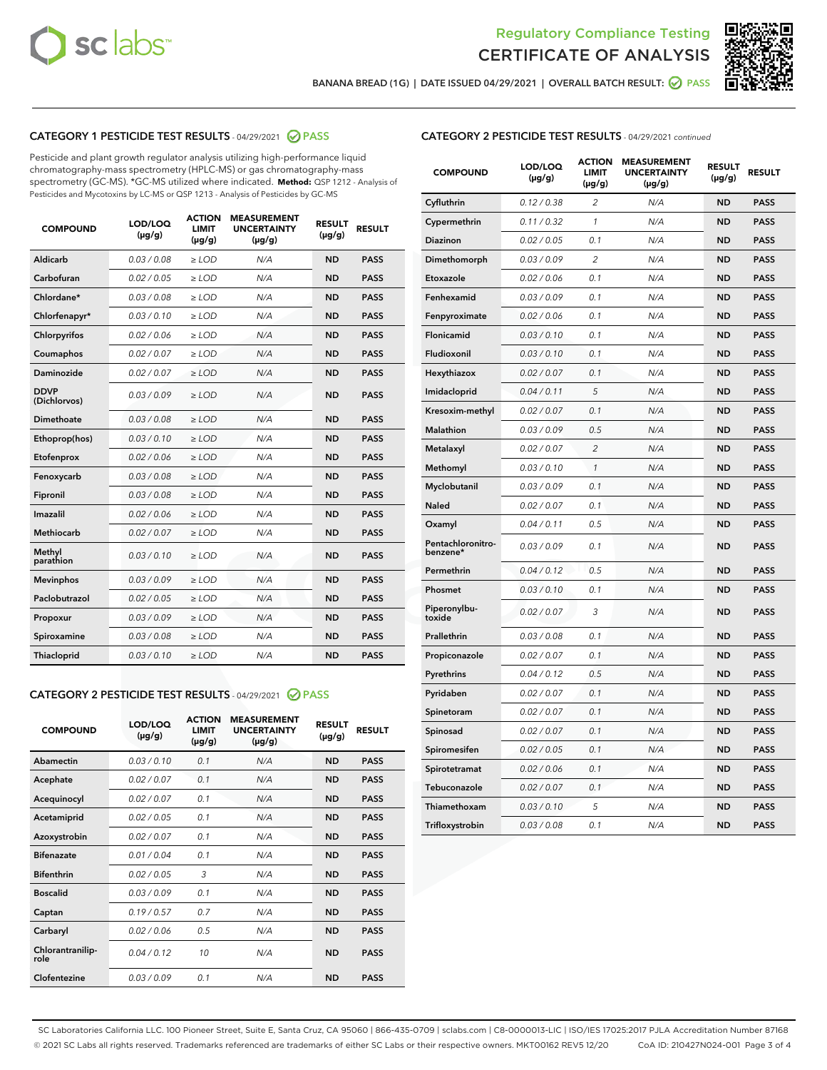Regulatory Compliance Testing

# CERTIFICATE OF ANALYSIS

BANANA BREAD (1G) | DATE ISSUED 04/29/2021 | OVERALL BATCH RESULT: PASS

## CATEGORY 1 PESTICIDE TEST RESULTS - 04/29/2021 PASS

Pesticide and plant growth regulator analysis utilizing high-performance liquid chromatography-mass spectrometry (HPLC-MS) or gas chromatography-mass spectrometry (GC-MS). *GC-MS utilized where indicated. **Method:** QSP 1212 - Analysis of Pesticides and Mycotoxins by LC-MS or QSP 1213 - Analysis of Pesticides by GC-MS

| COMPOUND | LOD/LOQ (µg/g) | ACTION LIMIT (µg/g) | MEASUREMENT UNCERTAINTY (µg/g) | RESULT (µg/g) | RESULT |
|---|---|---|---|---|---|
| Aldicarb | 0.03 / 0.08 | ≥ LOD | N/A | ND | PASS |
| Carbofuran | 0.02 / 0.05 | ≥ LOD | N/A | ND | PASS |
| Chlordane* | 0.03 / 0.08 | ≥ LOD | N/A | ND | PASS |
| Chlorfenapyr* | 0.03 / 0.10 | ≥ LOD | N/A | ND | PASS |
| Chlorpyrifos | 0.02 / 0.06 | ≥ LOD | N/A | ND | PASS |
| Coumaphos | 0.02 / 0.07 | ≥ LOD | N/A | ND | PASS |
| Daminozide | 0.02 / 0.07 | ≥ LOD | N/A | ND | PASS |
| DDVP (Dichlorvos) | 0.03 / 0.09 | ≥ LOD | N/A | ND | PASS |
| Dimethoate | 0.03 / 0.08 | ≥ LOD | N/A | ND | PASS |
| Ethoprop(hos) | 0.03 / 0.10 | ≥ LOD | N/A | ND | PASS |
| Etofenprox | 0.02 / 0.06 | ≥ LOD | N/A | ND | PASS |
| Fenoxycarb | 0.03 / 0.08 | ≥ LOD | N/A | ND | PASS |
| Fipronil | 0.03 / 0.08 | ≥ LOD | N/A | ND | PASS |
| Imazalil | 0.02 / 0.06 | ≥ LOD | N/A | ND | PASS |
| Methiocarb | 0.02 / 0.07 | ≥ LOD | N/A | ND | PASS |
| Methyl parathion | 0.03 / 0.10 | ≥ LOD | N/A | ND | PASS |
| Mevinphos | 0.03 / 0.09 | ≥ LOD | N/A | ND | PASS |
| Paclobutrazol | 0.02 / 0.05 | ≥ LOD | N/A | ND | PASS |
| Propoxur | 0.03 / 0.09 | ≥ LOD | N/A | ND | PASS |
| Spiroxamine | 0.03 / 0.08 | ≥ LOD | N/A | ND | PASS |
| Thiacloprid | 0.03 / 0.10 | ≥ LOD | N/A | ND | PASS |

## CATEGORY 2 PESTICIDE TEST RESULTS - 04/29/2021 PASS

| COMPOUND | LOD/LOQ (µg/g) | ACTION LIMIT (µg/g) | MEASUREMENT UNCERTAINTY (µg/g) | RESULT (µg/g) | RESULT |
|---|---|---|---|---|---|
| Abamectin | 0.03 / 0.10 | 0.1 | N/A | ND | PASS |
| Acephate | 0.02 / 0.07 | 0.1 | N/A | ND | PASS |
| Acequinocyl | 0.02 / 0.07 | 0.1 | N/A | ND | PASS |
| Acetamiprid | 0.02 / 0.05 | 0.1 | N/A | ND | PASS |
| Azoxystrobin | 0.02 / 0.07 | 0.1 | N/A | ND | PASS |
| Bifenazate | 0.01 / 0.04 | 0.1 | N/A | ND | PASS |
| Bifenthrin | 0.02 / 0.05 | 3 | N/A | ND | PASS |
| Boscalid | 0.03 / 0.09 | 0.1 | N/A | ND | PASS |
| Captan | 0.19 / 0.57 | 0.7 | N/A | ND | PASS |
| Carbaryl | 0.02 / 0.06 | 0.5 | N/A | ND | PASS |
| Chlorantraniliprole | 0.04 / 0.12 | 10 | N/A | ND | PASS |
| Clofentezine | 0.03 / 0.09 | 0.1 | N/A | ND | PASS |
| Cyfluthrin | 0.12 / 0.38 | 2 | N/A | ND | PASS |
| Cypermethrin | 0.11 / 0.32 | 1 | N/A | ND | PASS |
| Diazinon | 0.02 / 0.05 | 0.1 | N/A | ND | PASS |
| Dimethomorph | 0.03 / 0.09 | 2 | N/A | ND | PASS |
| Etoxazole | 0.02 / 0.06 | 0.1 | N/A | ND | PASS |
| Fenhexamid | 0.03 / 0.09 | 0.1 | N/A | ND | PASS |
| Fenpyroximate | 0.02 / 0.06 | 0.1 | N/A | ND | PASS |
| Flonicamid | 0.03 / 0.10 | 0.1 | N/A | ND | PASS |
| Fludioxonil | 0.03 / 0.10 | 0.1 | N/A | ND | PASS |
| Hexythiazox | 0.02 / 0.07 | 0.1 | N/A | ND | PASS |
| Imidacloprid | 0.04 / 0.11 | 5 | N/A | ND | PASS |
| Kresoxim-methyl | 0.02 / 0.07 | 0.1 | N/A | ND | PASS |
| Malathion | 0.03 / 0.09 | 0.5 | N/A | ND | PASS |
| Metalaxyl | 0.02 / 0.07 | 2 | N/A | ND | PASS |
| Methomyl | 0.03 / 0.10 | 1 | N/A | ND | PASS |
| Myclobutanil | 0.03 / 0.09 | 0.1 | N/A | ND | PASS |
| Naled | 0.02 / 0.07 | 0.1 | N/A | ND | PASS |
| Oxamyl | 0.04 / 0.11 | 0.5 | N/A | ND | PASS |
| Pentachloronitrobenzene* | 0.03 / 0.09 | 0.1 | N/A | ND | PASS |
| Permethrin | 0.04 / 0.12 | 0.5 | N/A | ND | PASS |
| Phosmet | 0.03 / 0.10 | 0.1 | N/A | ND | PASS |
| Piperonylbutoxide | 0.02 / 0.07 | 3 | N/A | ND | PASS |
| Prallethrin | 0.03 / 0.08 | 0.1 | N/A | ND | PASS |
| Propiconazole | 0.02 / 0.07 | 0.1 | N/A | ND | PASS |
| Pyrethrins | 0.04 / 0.12 | 0.5 | N/A | ND | PASS |
| Pyridaben | 0.02 / 0.07 | 0.1 | N/A | ND | PASS |
| Spinetoram | 0.02 / 0.07 | 0.1 | N/A | ND | PASS |
| Spinosad | 0.02 / 0.07 | 0.1 | N/A | ND | PASS |
| Spiromesifen | 0.02 / 0.05 | 0.1 | N/A | ND | PASS |
| Spirotetramat | 0.02 / 0.06 | 0.1 | N/A | ND | PASS |
| Tebuconazole | 0.02 / 0.07 | 0.1 | N/A | ND | PASS |
| Thiamethoxam | 0.03 / 0.10 | 5 | N/A | ND | PASS |
| Trifloxystrobin | 0.03 / 0.08 | 0.1 | N/A | ND | PASS |

SC Laboratories California LLC. 100 Pioneer Street, Suite E, Santa Cruz, CA 95060 | 866-435-0709 | sclabs.com | C8-0000013-LIC | ISO/IES 17025:2017 PJLA Accreditation Number 87168
© 2021 SC Labs all rights reserved. Trademarks referenced are trademarks of either SC Labs or their respective owners. MKT00162 REV5 12/20 CoA ID: 210427N024-001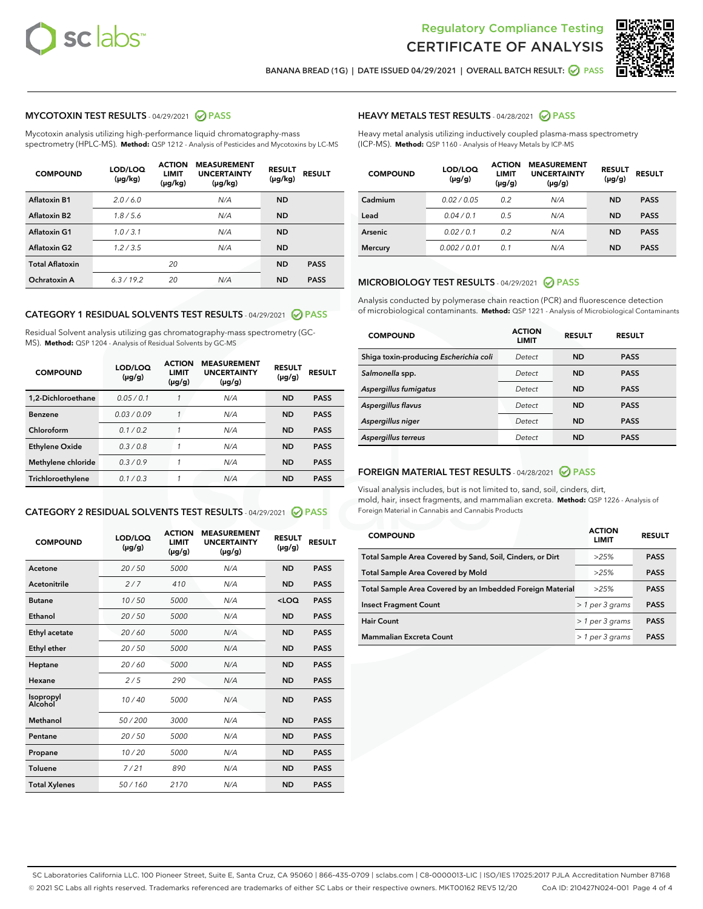Regulatory Compliance Testing

# CERTIFICATE OF ANALYSIS

BANANA BREAD (1G) | DATE ISSUED 04/29/2021 | OVERALL BATCH RESULT: PASS

## MYCOTOXIN TEST RESULTS - 04/29/2021 PASS

Mycotoxin analysis utilizing high-performance liquid chromatography-mass spectrometry (HPLC-MS). **Method:** QSP 1212 - Analysis of Pesticides and Mycotoxins by LC-MS

| COMPOUND | LOD/LOQ (µg/kg) | ACTION LIMIT (µg/kg) | MEASUREMENT UNCERTAINTY (µg/kg) | RESULT (µg/kg) | RESULT |
|---|---|---|---|---|---|
| Aflatoxin B1 | 2.0 / 6.0 | | N/A | ND | |
| Aflatoxin B2 | 1.8 / 5.6 | | N/A | ND | |
| Aflatoxin G1 | 1.0 / 3.1 | | N/A | ND | |
| Aflatoxin G2 | 1.2 / 3.5 | | N/A | ND | |
| Total Aflatoxin | | 20 | | ND | PASS |
| Ochratoxin A | 6.3 / 19.2 | 20 | N/A | ND | PASS |

## CATEGORY 1 RESIDUAL SOLVENTS TEST RESULTS - 04/29/2021 PASS

Residual Solvent analysis utilizing gas chromatography-mass spectrometry (GC-MS). **Method:** QSP 1204 - Analysis of Residual Solvents by GC-MS

| COMPOUND | LOD/LOQ (µg/g) | ACTION LIMIT (µg/g) | MEASUREMENT UNCERTAINTY (µg/g) | RESULT (µg/g) | RESULT |
|---|---|---|---|---|---|
| 1,2-Dichloroethane | 0.05 / 0.1 | 1 | N/A | ND | PASS |
| Benzene | 0.03 / 0.09 | 1 | N/A | ND | PASS |
| Chloroform | 0.1 / 0.2 | 1 | N/A | ND | PASS |
| Ethylene Oxide | 0.3 / 0.8 | 1 | N/A | ND | PASS |
| Methylene chloride | 0.3 / 0.9 | 1 | N/A | ND | PASS |
| Trichloroethylene | 0.1 / 0.3 | 1 | N/A | ND | PASS |

## CATEGORY 2 RESIDUAL SOLVENTS TEST RESULTS - 04/29/2021 PASS

| COMPOUND | LOD/LOQ (µg/g) | ACTION LIMIT (µg/g) | MEASUREMENT UNCERTAINTY (µg/g) | RESULT (µg/g) | RESULT |
|---|---|---|---|---|---|
| Acetone | 20 / 50 | 5000 | N/A | ND | PASS |
| Acetonitrile | 2 / 7 | 410 | N/A | ND | PASS |
| Butane | 10 / 50 | 5000 | N/A | <LOQ | PASS |
| Ethanol | 20 / 50 | 5000 | N/A | ND | PASS |
| Ethyl acetate | 20 / 60 | 5000 | N/A | ND | PASS |
| Ethyl ether | 20 / 50 | 5000 | N/A | ND | PASS |
| Heptane | 20 / 60 | 5000 | N/A | ND | PASS |
| Hexane | 2 / 5 | 290 | N/A | ND | PASS |
| Isopropyl Alcohol | 10 / 40 | 5000 | N/A | ND | PASS |
| Methanol | 50 / 200 | 3000 | N/A | ND | PASS |
| Pentane | 20 / 50 | 5000 | N/A | ND | PASS |
| Propane | 10 / 20 | 5000 | N/A | ND | PASS |
| Toluene | 7 / 21 | 890 | N/A | ND | PASS |
| Total Xylenes | 50 / 160 | 2170 | N/A | ND | PASS |

## HEAVY METALS TEST RESULTS - 04/28/2021 PASS

Heavy metal analysis utilizing inductively coupled plasma-mass spectrometry (ICP-MS). **Method:** QSP 1160 - Analysis of Heavy Metals by ICP-MS

| COMPOUND | LOD/LOQ (µg/g) | ACTION LIMIT (µg/g) | MEASUREMENT UNCERTAINTY (µg/g) | RESULT (µg/g) | RESULT |
|---|---|---|---|---|---|
| Cadmium | 0.02 / 0.05 | 0.2 | N/A | ND | PASS |
| Lead | 0.04 / 0.1 | 0.5 | N/A | ND | PASS |
| Arsenic | 0.02 / 0.1 | 0.2 | N/A | ND | PASS |
| Mercury | 0.002 / 0.01 | 0.1 | N/A | ND | PASS |

## MICROBIOLOGY TEST RESULTS - 04/29/2021 PASS

Analysis conducted by polymerase chain reaction (PCR) and fluorescence detection of microbiological contaminants. **Method:** QSP 1221 - Analysis of Microbiological Contaminants

| COMPOUND | ACTION LIMIT | RESULT | RESULT |
|---|---|---|---|
| Shiga toxin-producing *Escherichia coli* | Detect | ND | PASS |
| *Salmonella* spp. | Detect | ND | PASS |
| *Aspergillus fumigatus* | Detect | ND | PASS |
| *Aspergillus flavus* | Detect | ND | PASS |
| *Aspergillus niger* | Detect | ND | PASS |
| *Aspergillus terreus* | Detect | ND | PASS |

## FOREIGN MATERIAL TEST RESULTS - 04/28/2021 PASS

Visual analysis includes, but is not limited to, sand, soil, cinders, dirt, mold, hair, insect fragments, and mammalian excreta. **Method:** QSP 1226 - Analysis of Foreign Material in Cannabis and Cannabis Products

| COMPOUND | ACTION LIMIT | RESULT |
|---|---|---|
| Total Sample Area Covered by Sand, Soil, Cinders, or Dirt | >25% | PASS |
| Total Sample Area Covered by Mold | >25% | PASS |
| Total Sample Area Covered by an Imbedded Foreign Material | >25% | PASS |
| Insect Fragment Count | > 1 per 3 grams | PASS |
| Hair Count | > 1 per 3 grams | PASS |
| Mammalian Excreta Count | > 1 per 3 grams | PASS |

SC Laboratories California LLC. 100 Pioneer Street, Suite E, Santa Cruz, CA 95060 | 866-435-0709 | sclabs.com | C8-0000013-LIC | ISO/IES 17025:2017 PJLA Accreditation Number 87168
© 2021 SC Labs all rights reserved. Trademarks referenced are trademarks of either SC Labs or their respective owners. MKT00162 REV5 12/20 CoA ID: 210427N024-001